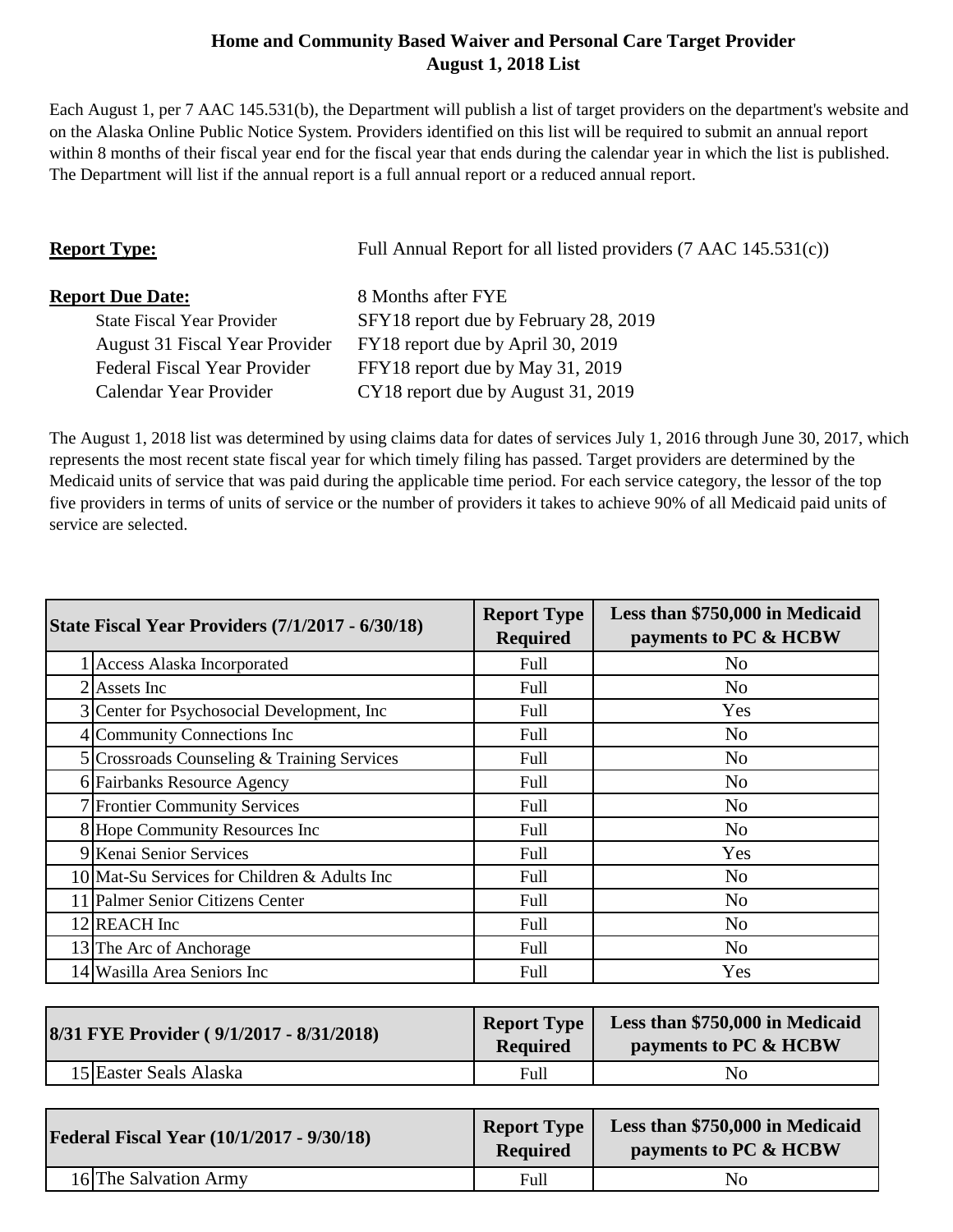# Home and Community Based Waiver and Personal Care Target Provider
## August 1, 2018 List

Each August 1, per 7 AAC 145.531(b), the Department will publish a list of target providers on the department's website and on the Alaska Online Public Notice System. Providers identified on this list will be required to submit an annual report within 8 months of their fiscal year end for the fiscal year that ends during the calendar year in which the list is published. The Department will list if the annual report is a full annual report or a reduced annual report.

**Report Type:** Full Annual Report for all listed providers (7 AAC 145.531(c))

**Report Due Date:** 8 Months after FYE

- State Fiscal Year Provider — SFY18 report due by February 28, 2019
- August 31 Fiscal Year Provider — FY18 report due by April 30, 2019
- Federal Fiscal Year Provider — FFY18 report due by May 31, 2019
- Calendar Year Provider — CY18 report due by August 31, 2019

The August 1, 2018 list was determined by using claims data for dates of services July 1, 2016 through June 30, 2017, which represents the most recent state fiscal year for which timely filing has passed. Target providers are determined by the Medicaid units of service that was paid during the applicable time period. For each service category, the lessor of the top five providers in terms of units of service or the number of providers it takes to achieve 90% of all Medicaid paid units of service are selected.

| | State Fiscal Year Providers (7/1/2017 - 6/30/18) | Report Type Required | Less than $750,000 in Medicaid payments to PC & HCBW |
|---|---|---|---|
| 1 | Access Alaska Incorporated | Full | No |
| 2 | Assets Inc | Full | No |
| 3 | Center for Psychosocial Development, Inc | Full | Yes |
| 4 | Community Connections Inc | Full | No |
| 5 | Crossroads Counseling & Training Services | Full | No |
| 6 | Fairbanks Resource Agency | Full | No |
| 7 | Frontier Community Services | Full | No |
| 8 | Hope Community Resources Inc | Full | No |
| 9 | Kenai Senior Services | Full | Yes |
| 10 | Mat-Su Services for Children & Adults Inc | Full | No |
| 11 | Palmer Senior Citizens Center | Full | No |
| 12 | REACH Inc | Full | No |
| 13 | The Arc of Anchorage | Full | No |
| 14 | Wasilla Area Seniors Inc | Full | Yes |

| | 8/31 FYE Provider ( 9/1/2017 - 8/31/2018) | Report Type Required | Less than $750,000 in Medicaid payments to PC & HCBW |
|---|---|---|---|
| 15 | Easter Seals Alaska | Full | No |

| | Federal Fiscal Year (10/1/2017 - 9/30/18) | Report Type Required | Less than $750,000 in Medicaid payments to PC & HCBW |
|---|---|---|---|
| 16 | The Salvation Army | Full | No |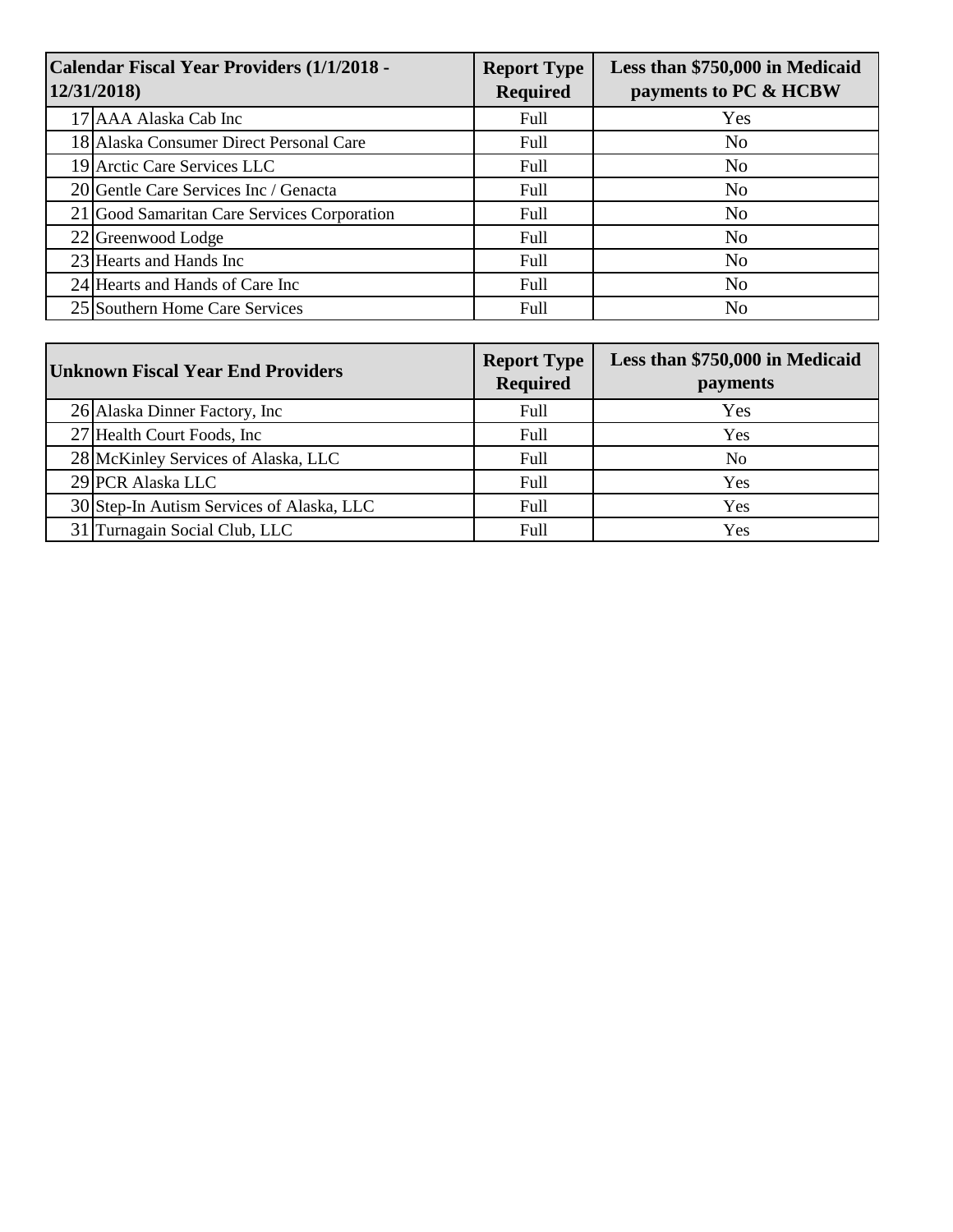| | Calendar Fiscal Year Providers (1/1/2018 - 12/31/2018) | Report Type Required | Less than $750,000 in Medicaid payments to PC & HCBW |
|---|---|---|---|
| 17 | AAA Alaska Cab Inc | Full | Yes |
| 18 | Alaska Consumer Direct Personal Care | Full | No |
| 19 | Arctic Care Services LLC | Full | No |
| 20 | Gentle Care Services Inc / Genacta | Full | No |
| 21 | Good Samaritan Care Services Corporation | Full | No |
| 22 | Greenwood Lodge | Full | No |
| 23 | Hearts and Hands Inc | Full | No |
| 24 | Hearts and Hands of Care Inc | Full | No |
| 25 | Southern Home Care Services | Full | No |

| | Unknown Fiscal Year End Providers | Report Type Required | Less than $750,000 in Medicaid payments |
|---|---|---|---|
| 26 | Alaska Dinner Factory, Inc | Full | Yes |
| 27 | Health Court Foods, Inc | Full | Yes |
| 28 | McKinley Services of Alaska, LLC | Full | No |
| 29 | PCR Alaska LLC | Full | Yes |
| 30 | Step-In Autism Services of Alaska, LLC | Full | Yes |
| 31 | Turnagain Social Club, LLC | Full | Yes |